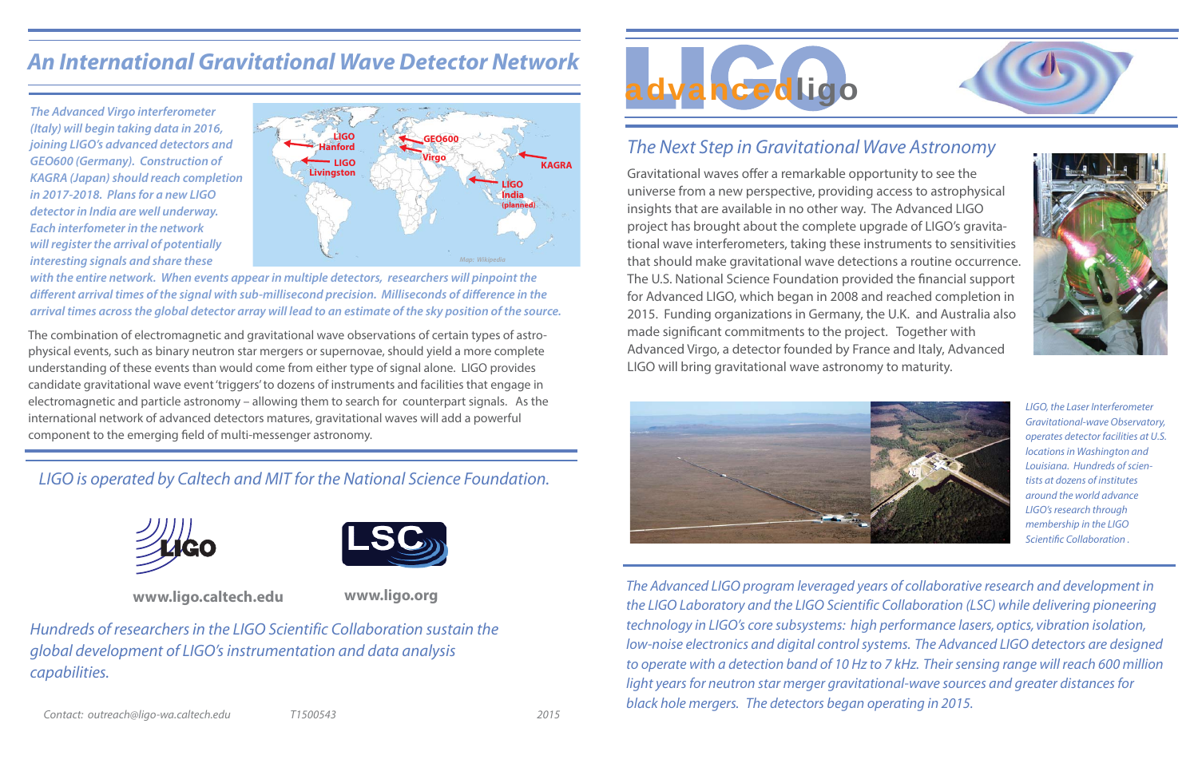## An International Gravitational Wave Detector Network

*The Advanced Virgo interferometer (Italy) will begin taking data in 2016, joining LIGO's advanced detectors and GEO600 (Germany). Construction of KAGRA (Japan) should reach completion in 2017-2018. Plans for a new LIGO detector in India are well underway. Each interferometer in the network will register the arrival of potentially interesting signals and share these with the entire network. When events appear in multiple detectors, researchers will pinpoint the different arrival times of the signal with sub-millisecond precision. Milliseconds of difference in the arrival times across the global detector array will lead to an estimate of the sky position of the source.*

LIGO Hanford, LIGO Livingston, GEO600, Virgo, KAGRA, LIGO India (planned)

Map: Wikipedia

The combination of electromagnetic and gravitational wave observations of certain types of astrophysical events, such as binary neutron star mergers or supernovae, should yield a more complete understanding of these events than would come from either type of signal alone. LIGO provides candidate gravitational wave event 'triggers' to dozens of instruments and facilities that engage in electromagnetic and particle astronomy – allowing them to search for counterpart signals. As the international network of advanced detectors matures, gravitational waves will add a powerful component to the emerging field of multi-messenger astronomy.

*LIGO is operated by Caltech and MIT for the National Science Foundation.*

**www.ligo.caltech.edu** **www.ligo.org**

*Hundreds of researchers in the LIGO Scientific Collaboration sustain the global development of LIGO's instrumentation and data analysis capabilities.*

*Contact: outreach@ligo-wa.caltech.edu T1500543 2015*

# advancedligo

## The Next Step in Gravitational Wave Astronomy

Gravitational waves offer a remarkable opportunity to see the universe from a new perspective, providing access to astrophysical insights that are available in no other way. The Advanced LIGO project has brought about the complete upgrade of LIGO's gravitational wave interferometers, taking these instruments to sensitivities that should make gravitational wave detections a routine occurrence. The U.S. National Science Foundation provided the financial support for Advanced LIGO, which began in 2008 and reached completion in 2015. Funding organizations in Germany, the U.K. and Australia also made significant commitments to the project. Together with Advanced Virgo, a detector founded by France and Italy, Advanced LIGO will bring gravitational wave astronomy to maturity.

*LIGO, the Laser Interferometer Gravitational-wave Observatory, operates detector facilities at U.S. locations in Washington and Louisiana. Hundreds of scientists at dozens of institutes around the world advance LIGO's research through membership in the LIGO Scientific Collaboration.*

*The Advanced LIGO program leveraged years of collaborative research and development in the LIGO Laboratory and the LIGO Scientific Collaboration (LSC) while delivering pioneering technology in LIGO's core subsystems: high performance lasers, optics, vibration isolation, low-noise electronics and digital control systems. The Advanced LIGO detectors are designed to operate with a detection band of 10 Hz to 7 kHz. Their sensing range will reach 600 million light years for neutron star merger gravitational-wave sources and greater distances for black hole mergers. The detectors began operating in 2015.*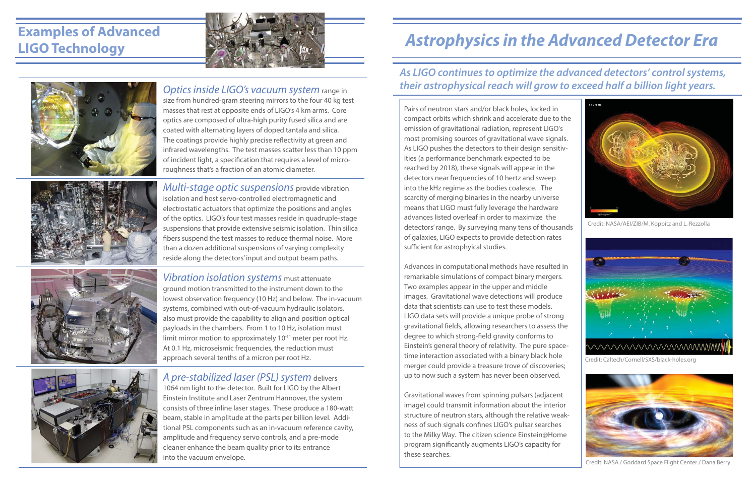## Examples of Advanced LIGO Technology

*Optics inside LIGO's vacuum system* range in size from hundred-gram steering mirrors to the four 40 kg test masses that rest at opposite ends of LIGO's 4 km arms. Core optics are composed of ultra-high purity fused silica and are coated with alternating layers of doped tantala and silica. The coatings provide highly precise reflectivity at green and infrared wavelengths. The test masses scatter less than 10 ppm of incident light, a specification that requires a level of micro-roughness that's a fraction of an atomic diameter.

*Multi-stage optic suspensions* provide vibration isolation and host servo-controlled electromagnetic and electrostatic actuators that optimize the positions and angles of the optics. LIGO's four test masses reside in quadruple-stage suspensions that provide extensive seismic isolation. Thin silica fibers suspend the test masses to reduce thermal noise. More than a dozen additional suspensions of varying complexity reside along the detectors' input and output beam paths.

*Vibration isolation systems* must attenuate ground motion transmitted to the instrument down to the lowest observation frequency (10 Hz) and below. The in-vacuum systems, combined with out-of-vacuum hydraulic isolators, also must provide the capability to align and position optical payloads in the chambers. From 1 to 10 Hz, isolation must limit mirror motion to approximately $10^{-11}$ meter per root Hz. At 0.1 Hz, microseismic frequencies, the reduction must approach several tenths of a micron per root Hz.

*A pre-stabilized laser (PSL) system* delivers 1064 nm light to the detector. Built for LIGO by the Albert Einstein Institute and Laser Zentrum Hannover, the system consists of three inline laser stages. These produce a 180-watt beam, stable in amplitude at the parts per billion level. Additional PSL components such as an in-vacuum reference cavity, amplitude and frequency servo controls, and a pre-mode cleaner enhance the beam quality prior to its entrance into the vacuum envelope.

# *Astrophysics in the Advanced Detector Era*

### *As LIGO continues to optimize the advanced detectors' control systems, their astrophysical reach will grow to exceed half a billion light years.*

Pairs of neutron stars and/or black holes, locked in compact orbits which shrink and accelerate due to the emission of gravitational radiation, represent LIGO's most promising sources of gravitational wave signals. As LIGO pushes the detectors to their design sensitivities (a performance benchmark expected to be reached by 2018), these signals will appear in the detectors near frequencies of 10 hertz and sweep into the kHz regime as the bodies coalesce. The scarcity of merging binaries in the nearby universe means that LIGO must fully leverage the hardware advances listed overleaf in order to maximize the detectors' range. By surveying many tens of thousands of galaxies, LIGO expects to provide detection rates sufficient for astrophyical studies.

Advances in computational methods have resulted in remarkable simulations of compact binary mergers. Two examples appear in the upper and middle images. Gravitational wave detections will produce data that scientists can use to test these models. LIGO data sets will provide a unique probe of strong gravitational fields, allowing researchers to assess the degree to which strong-field gravity conforms to Einstein's general theory of relativity. The pure space-time interaction associated with a binary black hole merger could provide a treasure trove of discoveries; up to now such a system has never been observed.

Gravitational waves from spinning pulsars (adjacent image) could transmit information about the interior structure of neutron stars, although the relative weakness of such signals confines LIGO's pulsar searches to the Milky Way. The citizen science Einstein@Home program significantly augments LIGO's capacity for these searches.

Credit: NASA/AEI/ZIB/M. Koppitz and L. Rezzolla

Credit: Caltech/Cornell/SXS/black-holes.org

Credit: NASA / Goddard Space Flight Center / Dana Berry